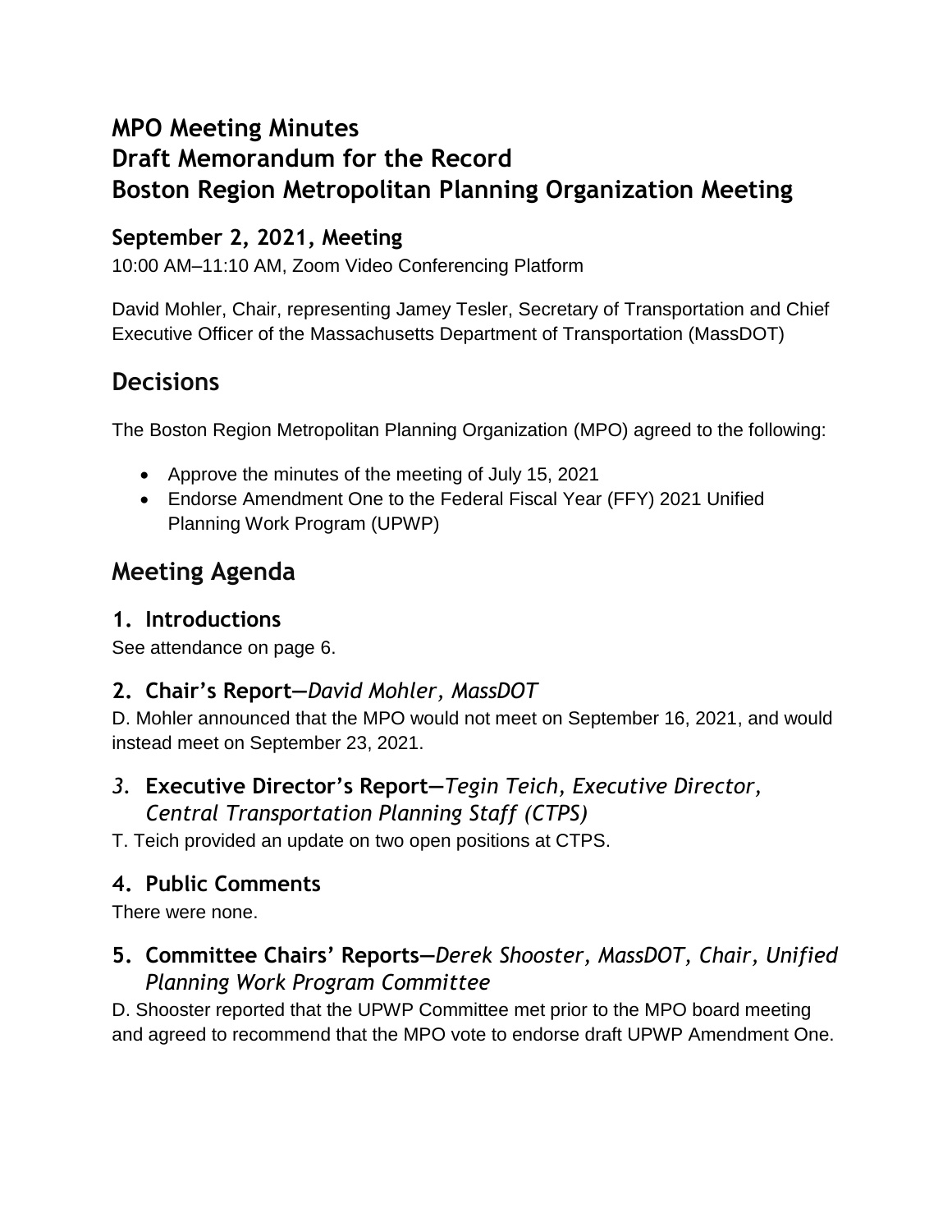# MPO Meeting Minutes
# Draft Memorandum for the Record
# Boston Region Metropolitan Planning Organization Meeting

## September 2, 2021, Meeting

10:00 AM–11:10 AM, Zoom Video Conferencing Platform

David Mohler, Chair, representing Jamey Tesler, Secretary of Transportation and Chief Executive Officer of the Massachusetts Department of Transportation (MassDOT)

# Decisions

The Boston Region Metropolitan Planning Organization (MPO) agreed to the following:

- Approve the minutes of the meeting of July 15, 2021
- Endorse Amendment One to the Federal Fiscal Year (FFY) 2021 Unified Planning Work Program (UPWP)

# Meeting Agenda

## 1. Introductions

See attendance on page 6.

## 2. Chair's Report—*David Mohler, MassDOT*

D. Mohler announced that the MPO would not meet on September 16, 2021, and would instead meet on September 23, 2021.

## 3. Executive Director's Report—*Tegin Teich, Executive Director, Central Transportation Planning Staff (CTPS)*

T. Teich provided an update on two open positions at CTPS.

## 4. Public Comments

There were none.

## 5. Committee Chairs' Reports—*Derek Shooster, MassDOT, Chair, Unified Planning Work Program Committee*

D. Shooster reported that the UPWP Committee met prior to the MPO board meeting and agreed to recommend that the MPO vote to endorse draft UPWP Amendment One.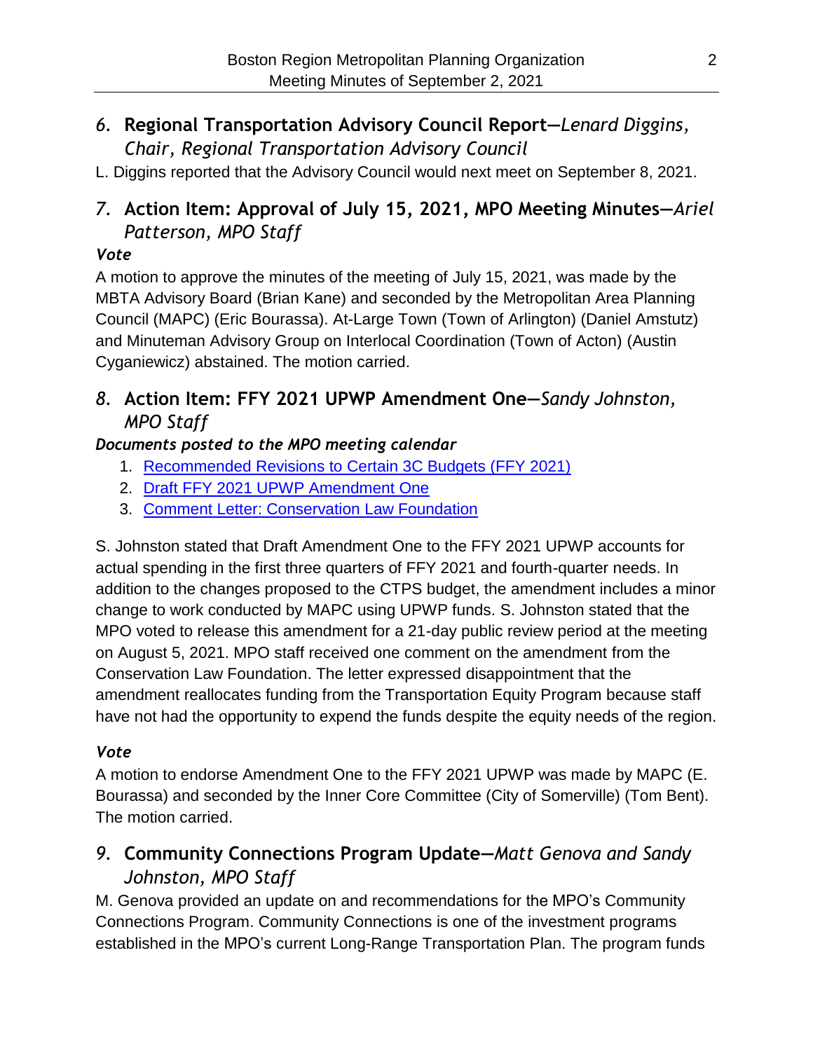## 6. Regional Transportation Advisory Council Report—*Lenard Diggins, Chair, Regional Transportation Advisory Council*

L. Diggins reported that the Advisory Council would next meet on September 8, 2021.

## 7. Action Item: Approval of July 15, 2021, MPO Meeting Minutes—*Ariel Patterson, MPO Staff*

### *Vote*

A motion to approve the minutes of the meeting of July 15, 2021, was made by the MBTA Advisory Board (Brian Kane) and seconded by the Metropolitan Area Planning Council (MAPC) (Eric Bourassa). At-Large Town (Town of Arlington) (Daniel Amstutz) and Minuteman Advisory Group on Interlocal Coordination (Town of Acton) (Austin Cyganiewicz) abstained. The motion carried.

## 8. Action Item: FFY 2021 UPWP Amendment One—*Sandy Johnston, MPO Staff*

### *Documents posted to the MPO meeting calendar*

1. Recommended Revisions to Certain 3C Budgets (FFY 2021)
2. Draft FFY 2021 UPWP Amendment One
3. Comment Letter: Conservation Law Foundation

S. Johnston stated that Draft Amendment One to the FFY 2021 UPWP accounts for actual spending in the first three quarters of FFY 2021 and fourth-quarter needs. In addition to the changes proposed to the CTPS budget, the amendment includes a minor change to work conducted by MAPC using UPWP funds. S. Johnston stated that the MPO voted to release this amendment for a 21-day public review period at the meeting on August 5, 2021. MPO staff received one comment on the amendment from the Conservation Law Foundation. The letter expressed disappointment that the amendment reallocates funding from the Transportation Equity Program because staff have not had the opportunity to expend the funds despite the equity needs of the region.

### *Vote*

A motion to endorse Amendment One to the FFY 2021 UPWP was made by MAPC (E. Bourassa) and seconded by the Inner Core Committee (City of Somerville) (Tom Bent). The motion carried.

## 9. Community Connections Program Update—*Matt Genova and Sandy Johnston, MPO Staff*

M. Genova provided an update on and recommendations for the MPO's Community Connections Program. Community Connections is one of the investment programs established in the MPO's current Long-Range Transportation Plan. The program funds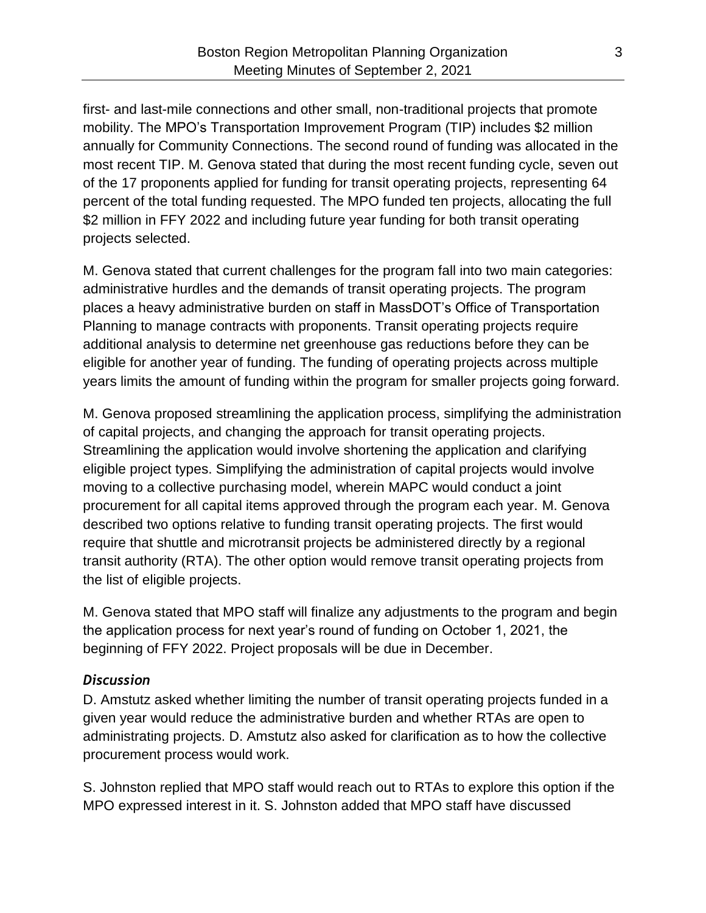first- and last-mile connections and other small, non-traditional projects that promote mobility. The MPO's Transportation Improvement Program (TIP) includes $2 million annually for Community Connections. The second round of funding was allocated in the most recent TIP. M. Genova stated that during the most recent funding cycle, seven out of the 17 proponents applied for funding for transit operating projects, representing 64 percent of the total funding requested. The MPO funded ten projects, allocating the full $2 million in FFY 2022 and including future year funding for both transit operating projects selected.

M. Genova stated that current challenges for the program fall into two main categories: administrative hurdles and the demands of transit operating projects. The program places a heavy administrative burden on staff in MassDOT's Office of Transportation Planning to manage contracts with proponents. Transit operating projects require additional analysis to determine net greenhouse gas reductions before they can be eligible for another year of funding. The funding of operating projects across multiple years limits the amount of funding within the program for smaller projects going forward.

M. Genova proposed streamlining the application process, simplifying the administration of capital projects, and changing the approach for transit operating projects. Streamlining the application would involve shortening the application and clarifying eligible project types. Simplifying the administration of capital projects would involve moving to a collective purchasing model, wherein MAPC would conduct a joint procurement for all capital items approved through the program each year. M. Genova described two options relative to funding transit operating projects. The first would require that shuttle and microtransit projects be administered directly by a regional transit authority (RTA). The other option would remove transit operating projects from the list of eligible projects.

M. Genova stated that MPO staff will finalize any adjustments to the program and begin the application process for next year's round of funding on October 1, 2021, the beginning of FFY 2022. Project proposals will be due in December.

### *Discussion*

D. Amstutz asked whether limiting the number of transit operating projects funded in a given year would reduce the administrative burden and whether RTAs are open to administrating projects. D. Amstutz also asked for clarification as to how the collective procurement process would work.

S. Johnston replied that MPO staff would reach out to RTAs to explore this option if the MPO expressed interest in it. S. Johnston added that MPO staff have discussed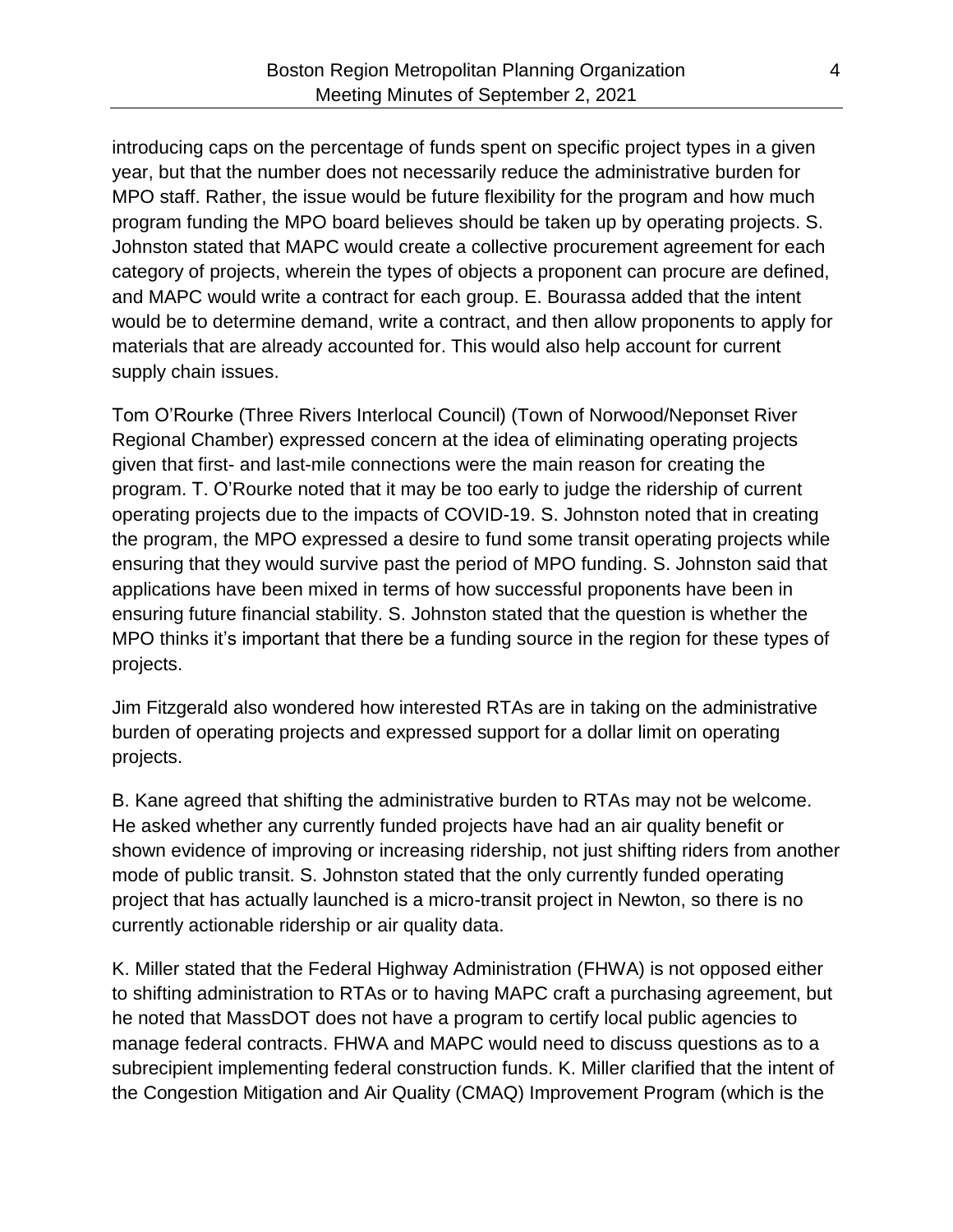introducing caps on the percentage of funds spent on specific project types in a given year, but that the number does not necessarily reduce the administrative burden for MPO staff. Rather, the issue would be future flexibility for the program and how much program funding the MPO board believes should be taken up by operating projects. S. Johnston stated that MAPC would create a collective procurement agreement for each category of projects, wherein the types of objects a proponent can procure are defined, and MAPC would write a contract for each group. E. Bourassa added that the intent would be to determine demand, write a contract, and then allow proponents to apply for materials that are already accounted for. This would also help account for current supply chain issues.

Tom O'Rourke (Three Rivers Interlocal Council) (Town of Norwood/Neponset River Regional Chamber) expressed concern at the idea of eliminating operating projects given that first- and last-mile connections were the main reason for creating the program. T. O'Rourke noted that it may be too early to judge the ridership of current operating projects due to the impacts of COVID-19. S. Johnston noted that in creating the program, the MPO expressed a desire to fund some transit operating projects while ensuring that they would survive past the period of MPO funding. S. Johnston said that applications have been mixed in terms of how successful proponents have been in ensuring future financial stability. S. Johnston stated that the question is whether the MPO thinks it's important that there be a funding source in the region for these types of projects.

Jim Fitzgerald also wondered how interested RTAs are in taking on the administrative burden of operating projects and expressed support for a dollar limit on operating projects.

B. Kane agreed that shifting the administrative burden to RTAs may not be welcome. He asked whether any currently funded projects have had an air quality benefit or shown evidence of improving or increasing ridership, not just shifting riders from another mode of public transit. S. Johnston stated that the only currently funded operating project that has actually launched is a micro-transit project in Newton, so there is no currently actionable ridership or air quality data.

K. Miller stated that the Federal Highway Administration (FHWA) is not opposed either to shifting administration to RTAs or to having MAPC craft a purchasing agreement, but he noted that MassDOT does not have a program to certify local public agencies to manage federal contracts. FHWA and MAPC would need to discuss questions as to a subrecipient implementing federal construction funds. K. Miller clarified that the intent of the Congestion Mitigation and Air Quality (CMAQ) Improvement Program (which is the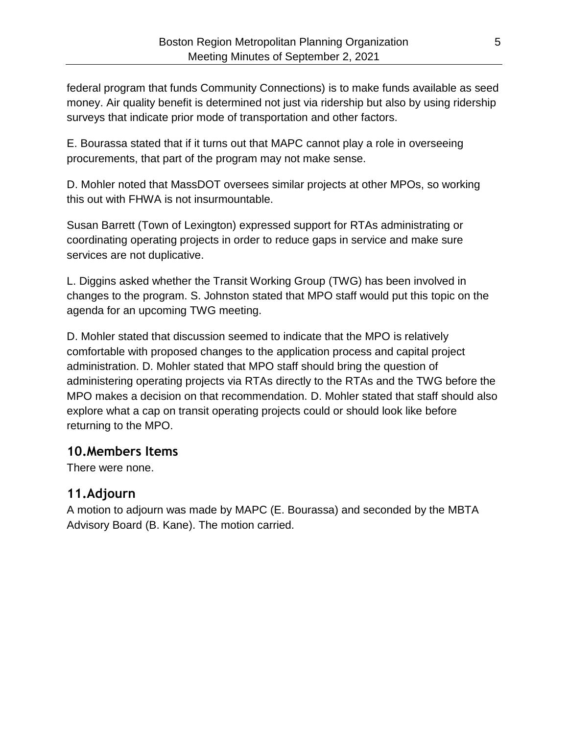federal program that funds Community Connections) is to make funds available as seed money. Air quality benefit is determined not just via ridership but also by using ridership surveys that indicate prior mode of transportation and other factors.

E. Bourassa stated that if it turns out that MAPC cannot play a role in overseeing procurements, that part of the program may not make sense.

D. Mohler noted that MassDOT oversees similar projects at other MPOs, so working this out with FHWA is not insurmountable.

Susan Barrett (Town of Lexington) expressed support for RTAs administrating or coordinating operating projects in order to reduce gaps in service and make sure services are not duplicative.

L. Diggins asked whether the Transit Working Group (TWG) has been involved in changes to the program. S. Johnston stated that MPO staff would put this topic on the agenda for an upcoming TWG meeting.

D. Mohler stated that discussion seemed to indicate that the MPO is relatively comfortable with proposed changes to the application process and capital project administration. D. Mohler stated that MPO staff should bring the question of administering operating projects via RTAs directly to the RTAs and the TWG before the MPO makes a decision on that recommendation. D. Mohler stated that staff should also explore what a cap on transit operating projects could or should look like before returning to the MPO.

## 10. Members Items

There were none.

## 11. Adjourn

A motion to adjourn was made by MAPC (E. Bourassa) and seconded by the MBTA Advisory Board (B. Kane). The motion carried.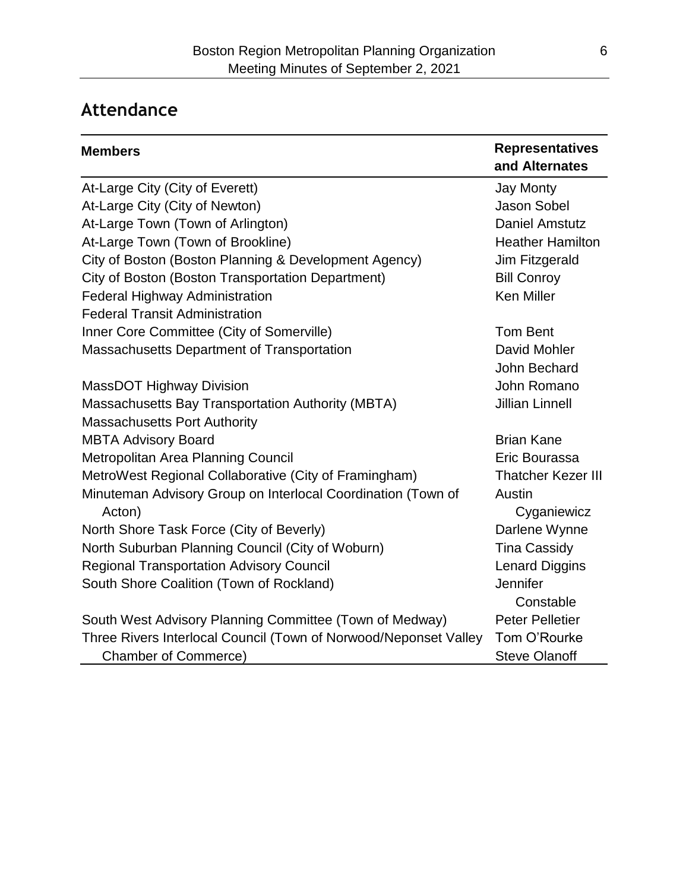## Attendance

| Members | Representatives and Alternates |
|---|---|
| At-Large City (City of Everett) | Jay Monty |
| At-Large City (City of Newton) | Jason Sobel |
| At-Large Town (Town of Arlington) | Daniel Amstutz |
| At-Large Town (Town of Brookline) | Heather Hamilton |
| City of Boston (Boston Planning & Development Agency) | Jim Fitzgerald |
| City of Boston (Boston Transportation Department) | Bill Conroy |
| Federal Highway Administration | Ken Miller |
| Federal Transit Administration | |
| Inner Core Committee (City of Somerville) | Tom Bent |
| Massachusetts Department of Transportation | David Mohler<br>John Bechard |
| MassDOT Highway Division | John Romano |
| Massachusetts Bay Transportation Authority (MBTA) | Jillian Linnell |
| Massachusetts Port Authority | |
| MBTA Advisory Board | Brian Kane |
| Metropolitan Area Planning Council | Eric Bourassa |
| MetroWest Regional Collaborative (City of Framingham) | Thatcher Kezer III |
| Minuteman Advisory Group on Interlocal Coordination (Town of Acton) | Austin Cyganiewicz |
| North Shore Task Force (City of Beverly) | Darlene Wynne |
| North Suburban Planning Council (City of Woburn) | Tina Cassidy |
| Regional Transportation Advisory Council | Lenard Diggins |
| South Shore Coalition (Town of Rockland) | Jennifer Constable |
| South West Advisory Planning Committee (Town of Medway) | Peter Pelletier |
| Three Rivers Interlocal Council (Town of Norwood/Neponset Valley Chamber of Commerce) | Tom O'Rourke<br>Steve Olanoff |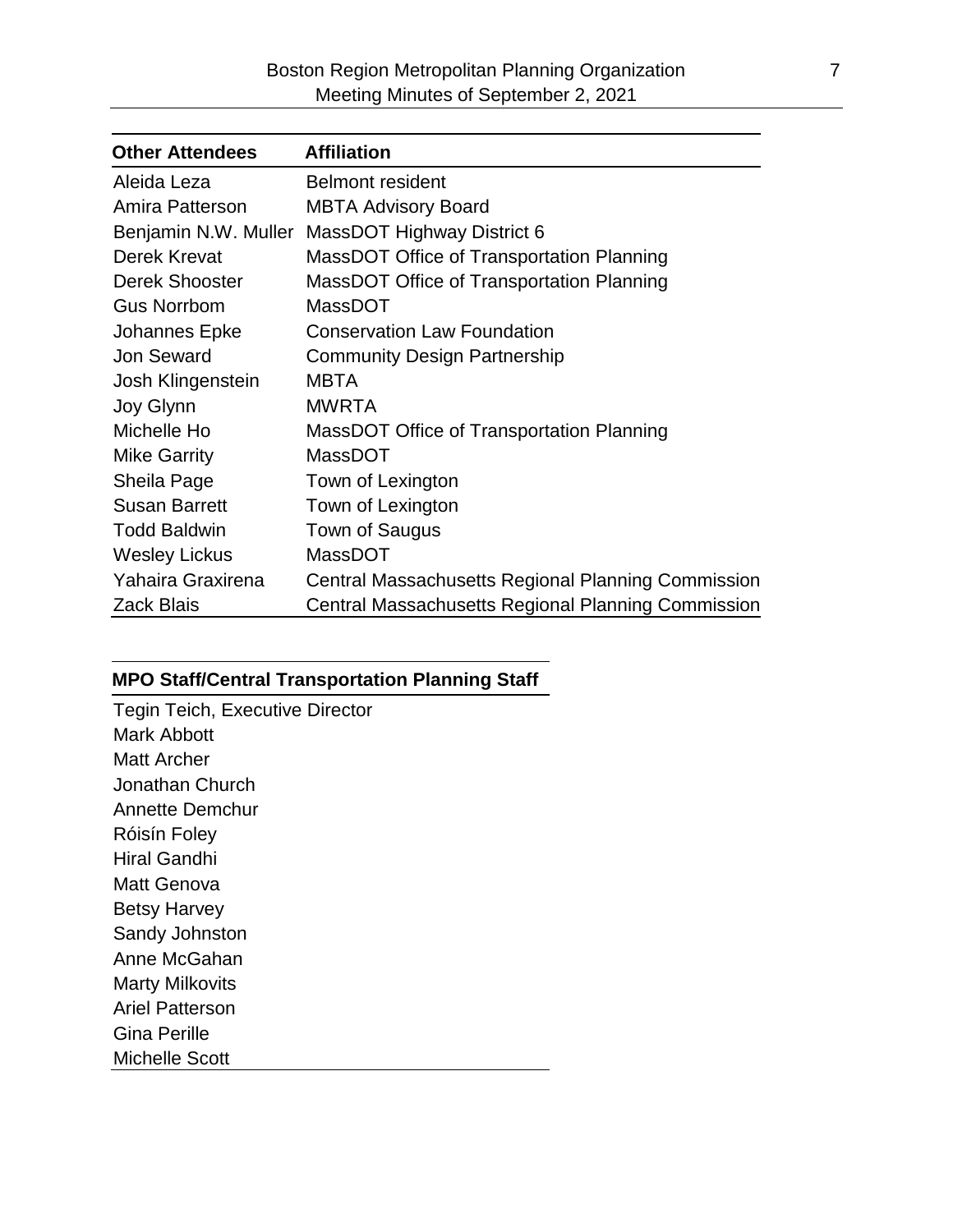| Other Attendees | Affiliation |
| --- | --- |
| Aleida Leza | Belmont resident |
| Amira Patterson | MBTA Advisory Board |
| Benjamin N.W. Muller | MassDOT Highway District 6 |
| Derek Krevat | MassDOT Office of Transportation Planning |
| Derek Shooster | MassDOT Office of Transportation Planning |
| Gus Norrbom | MassDOT |
| Johannes Epke | Conservation Law Foundation |
| Jon Seward | Community Design Partnership |
| Josh Klingenstein | MBTA |
| Joy Glynn | MWRTA |
| Michelle Ho | MassDOT Office of Transportation Planning |
| Mike Garrity | MassDOT |
| Sheila Page | Town of Lexington |
| Susan Barrett | Town of Lexington |
| Todd Baldwin | Town of Saugus |
| Wesley Lickus | MassDOT |
| Yahaira Graxirena | Central Massachusetts Regional Planning Commission |
| Zack Blais | Central Massachusetts Regional Planning Commission |

| MPO Staff/Central Transportation Planning Staff |
| --- |
| Tegin Teich, Executive Director |
| Mark Abbott |
| Matt Archer |
| Jonathan Church |
| Annette Demchur |
| Róisín Foley |
| Hiral Gandhi |
| Matt Genova |
| Betsy Harvey |
| Sandy Johnston |
| Anne McGahan |
| Marty Milkovits |
| Ariel Patterson |
| Gina Perille |
| Michelle Scott |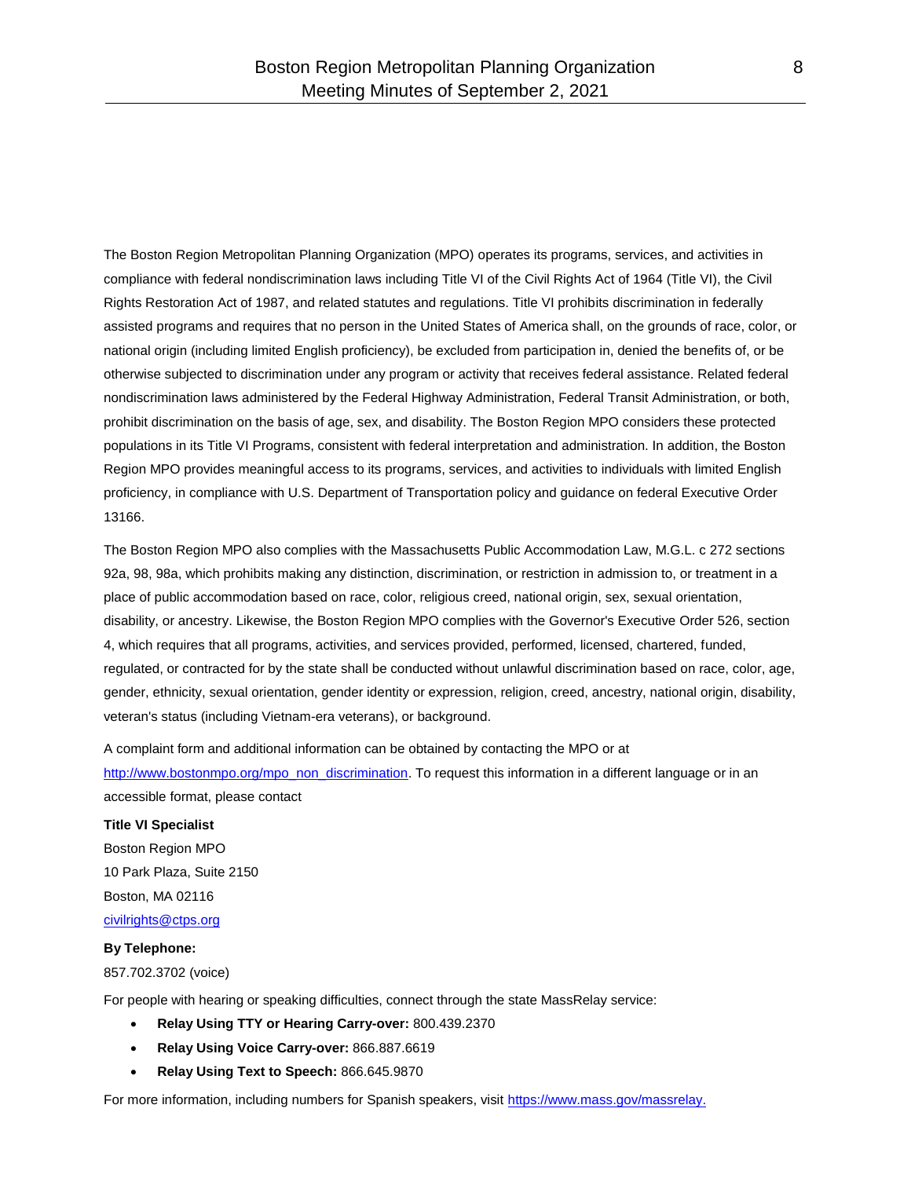The Boston Region Metropolitan Planning Organization (MPO) operates its programs, services, and activities in compliance with federal nondiscrimination laws including Title VI of the Civil Rights Act of 1964 (Title VI), the Civil Rights Restoration Act of 1987, and related statutes and regulations. Title VI prohibits discrimination in federally assisted programs and requires that no person in the United States of America shall, on the grounds of race, color, or national origin (including limited English proficiency), be excluded from participation in, denied the benefits of, or be otherwise subjected to discrimination under any program or activity that receives federal assistance. Related federal nondiscrimination laws administered by the Federal Highway Administration, Federal Transit Administration, or both, prohibit discrimination on the basis of age, sex, and disability. The Boston Region MPO considers these protected populations in its Title VI Programs, consistent with federal interpretation and administration. In addition, the Boston Region MPO provides meaningful access to its programs, services, and activities to individuals with limited English proficiency, in compliance with U.S. Department of Transportation policy and guidance on federal Executive Order 13166.

The Boston Region MPO also complies with the Massachusetts Public Accommodation Law, M.G.L. c 272 sections 92a, 98, 98a, which prohibits making any distinction, discrimination, or restriction in admission to, or treatment in a place of public accommodation based on race, color, religious creed, national origin, sex, sexual orientation, disability, or ancestry. Likewise, the Boston Region MPO complies with the Governor's Executive Order 526, section 4, which requires that all programs, activities, and services provided, performed, licensed, chartered, funded, regulated, or contracted for by the state shall be conducted without unlawful discrimination based on race, color, age, gender, ethnicity, sexual orientation, gender identity or expression, religion, creed, ancestry, national origin, disability, veteran's status (including Vietnam-era veterans), or background.

A complaint form and additional information can be obtained by contacting the MPO or at http://www.bostonmpo.org/mpo_non_discrimination. To request this information in a different language or in an accessible format, please contact

**Title VI Specialist**
Boston Region MPO
10 Park Plaza, Suite 2150
Boston, MA 02116
civilrights@ctps.org

**By Telephone:**
857.702.3702 (voice)

For people with hearing or speaking difficulties, connect through the state MassRelay service:

- **Relay Using TTY or Hearing Carry-over:** 800.439.2370
- **Relay Using Voice Carry-over:** 866.887.6619
- **Relay Using Text to Speech:** 866.645.9870

For more information, including numbers for Spanish speakers, visit https://www.mass.gov/massrelay.